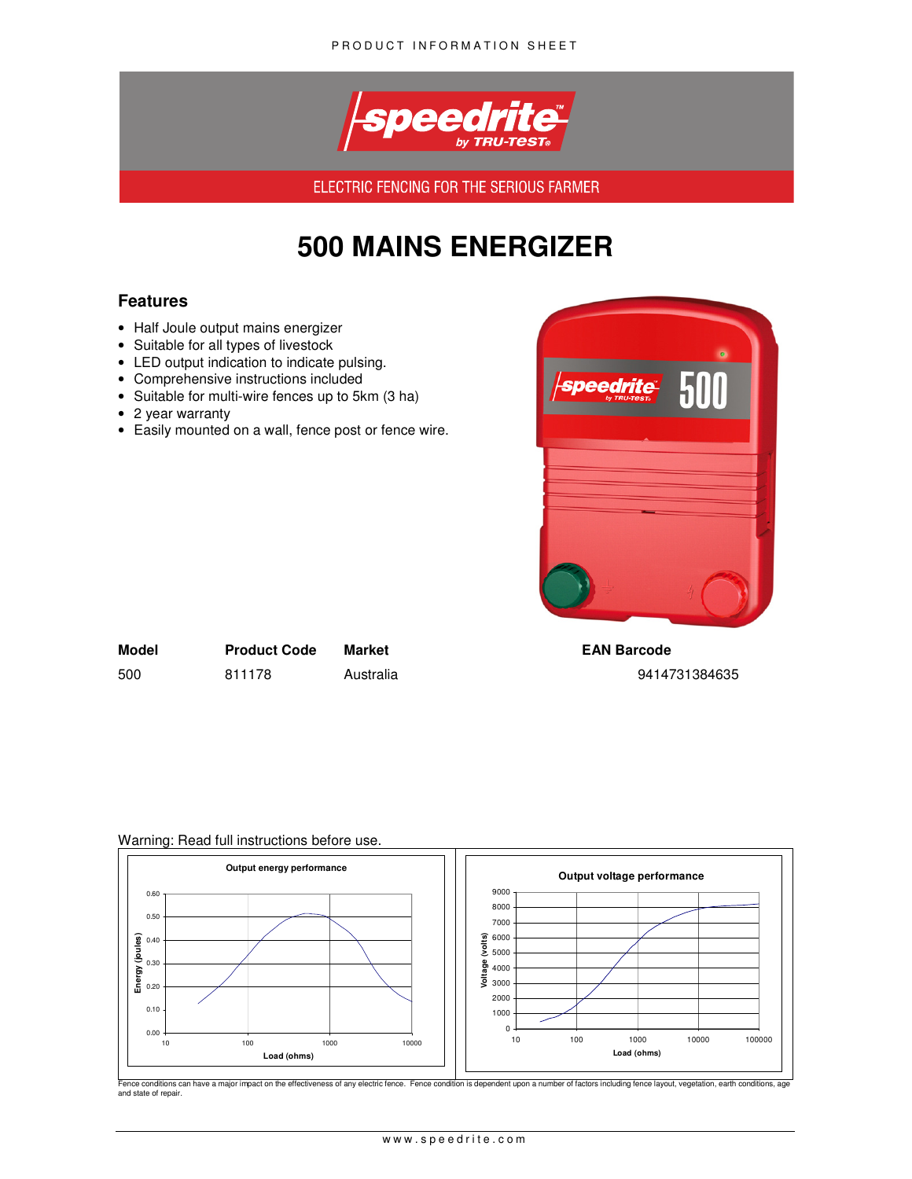PRODUCT INFORMATION SHEET

ELECTRIC FENCING FOR THE SERIOUS FARMER

# 500 MAINS ENERGIZER

## Features

- Half Joule output mains energizer
- Suitable for all types of livestock
- LED output indication to indicate pulsing.
- Comprehensive instructions included
- Suitable for multi-wire fences up to 5km (3 ha)
- 2 year warranty
- Easily mounted on a wall, fence post or fence wire.

| Model | Product Code | Market | EAN Barcode |
| --- | --- | --- | --- |
| 500 | 811178 | Australia | 9414731384635 |

Warning: Read full instructions before use.

Output energy performance

Output voltage performance

Fence conditions can have a major impact on the effectiveness of any electric fence. Fence condition is dependent upon a number of factors including fence layout, vegetation, earth conditions, age and state of repair.

www.speedrite.com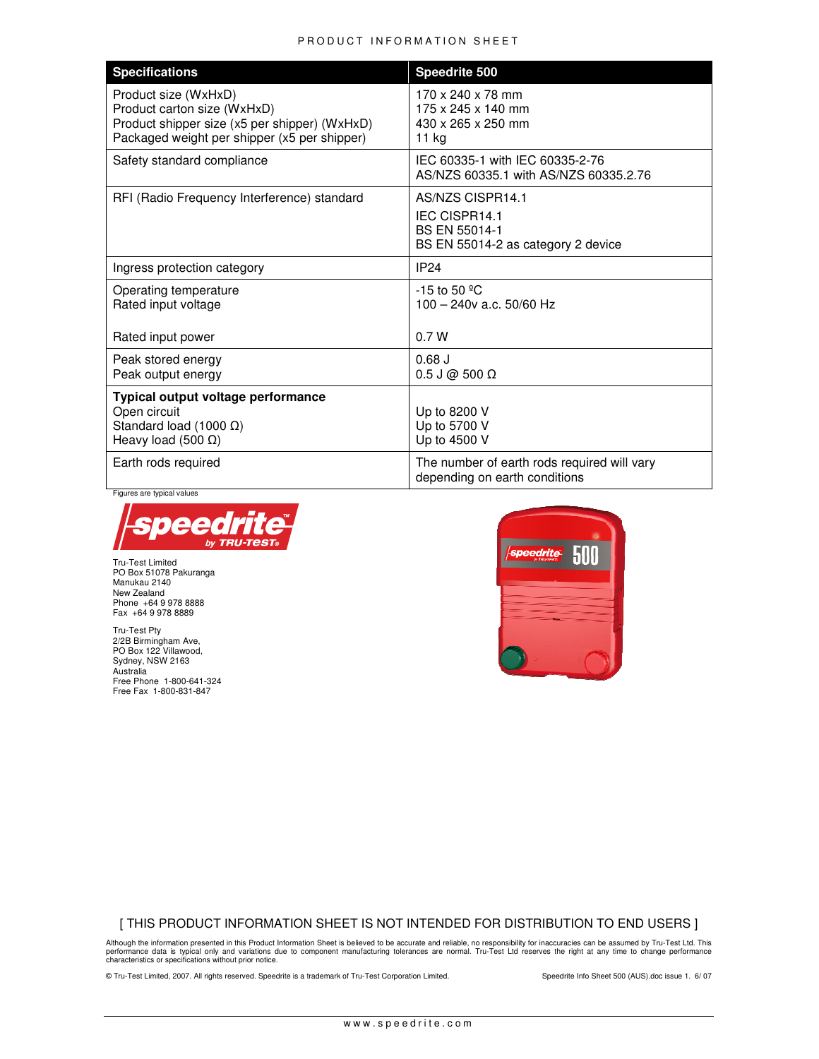| Specifications | Speedrite 500 |
|---|---|
| Product size (WxHxD)<br>Product carton size (WxHxD)<br>Product shipper size (x5 per shipper) (WxHxD)<br>Packaged weight per shipper (x5 per shipper) | 170 x 240 x 78 mm<br>175 x 245 x 140 mm<br>430 x 265 x 250 mm<br>11 kg |
| Safety standard compliance | IEC 60335-1 with IEC 60335-2-76<br>AS/NZS 60335.1 with AS/NZS 60335.2.76 |
| RFI (Radio Frequency Interference) standard | AS/NZS CISPR14.1<br>IEC CISPR14.1<br>BS EN 55014-1<br>BS EN 55014-2 as category 2 device |
| Ingress protection category | IP24 |
| Operating temperature<br>Rated input voltage<br><br>Rated input power | -15 to 50 ºC<br>100 – 240v a.c. 50/60 Hz<br><br>0.7 W |
| Peak stored energy<br>Peak output energy | 0.68 J<br>0.5 J @ 500 Ω |
| **Typical output voltage performance**<br>Open circuit<br>Standard load (1000 Ω)<br>Heavy load (500 Ω) | <br>Up to 8200 V<br>Up to 5700 V<br>Up to 4500 V |
| Earth rods required | The number of earth rods required will vary depending on earth conditions |

Figures are typical values

Tru-Test Limited
PO Box 51078 Pakuranga
Manukau 2140
New Zealand
Phone +64 9 978 8888
Fax +64 9 978 8889

Tru-Test Pty
2/2B Birmingham Ave,
PO Box 122 Villawood,
Sydney, NSW 2163
Australia
Free Phone 1-800-641-324
Free Fax 1-800-831-847

[ THIS PRODUCT INFORMATION SHEET IS NOT INTENDED FOR DISTRIBUTION TO END USERS ]

Although the information presented in this Product Information Sheet is believed to be accurate and reliable, no responsibility for inaccuracies can be assumed by Tru-Test Ltd. This performance data is typical only and variations due to component manufacturing tolerances are normal. Tru-Test Ltd reserves the right at any time to change performance characteristics or specifications without prior notice.

© Tru-Test Limited, 2007. All rights reserved. Speedrite is a trademark of Tru-Test Corporation Limited.

Speedrite Info Sheet 500 (AUS).doc issue 1. 6/ 07

www.speedrite.com